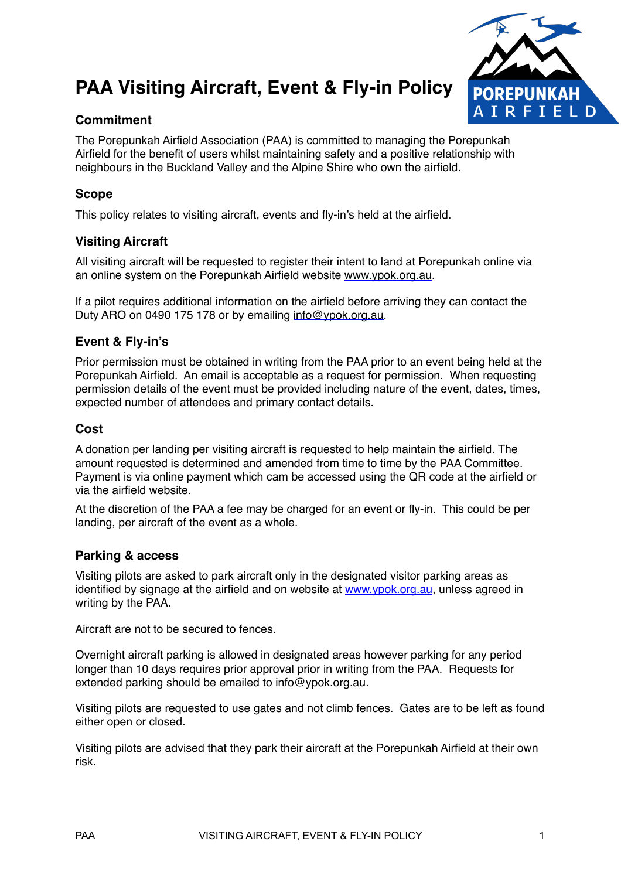# PAA Visiting Aircraft, Event & Fly-in Policy

## Commitment

The Porepunkah Airfield Association (PAA) is committed to managing the Porepunkah Airfield for the benefit of users whilst maintaining safety and a positive relationship with neighbours in the Buckland Valley and the Alpine Shire who own the airfield.

## Scope

This policy relates to visiting aircraft, events and fly-in's held at the airfield.

## Visiting Aircraft

All visiting aircraft will be requested to register their intent to land at Porepunkah online via an online system on the Porepunkah Airfield website www.ypok.org.au.

If a pilot requires additional information on the airfield before arriving they can contact the Duty ARO on 0490 175 178 or by emailing info@ypok.org.au.

## Event & Fly-in's

Prior permission must be obtained in writing from the PAA prior to an event being held at the Porepunkah Airfield. An email is acceptable as a request for permission. When requesting permission details of the event must be provided including nature of the event, dates, times, expected number of attendees and primary contact details.

## Cost

A donation per landing per visiting aircraft is requested to help maintain the airfield. The amount requested is determined and amended from time to time by the PAA Committee. Payment is via online payment which cam be accessed using the QR code at the airfield or via the airfield website.

At the discretion of the PAA a fee may be charged for an event or fly-in. This could be per landing, per aircraft of the event as a whole.

## Parking & access

Visiting pilots are asked to park aircraft only in the designated visitor parking areas as identified by signage at the airfield and on website at www.ypok.org.au, unless agreed in writing by the PAA.

Aircraft are not to be secured to fences.

Overnight aircraft parking is allowed in designated areas however parking for any period longer than 10 days requires prior approval prior in writing from the PAA. Requests for extended parking should be emailed to info@ypok.org.au.

Visiting pilots are requested to use gates and not climb fences. Gates are to be left as found either open or closed.

Visiting pilots are advised that they park their aircraft at the Porepunkah Airfield at their own risk.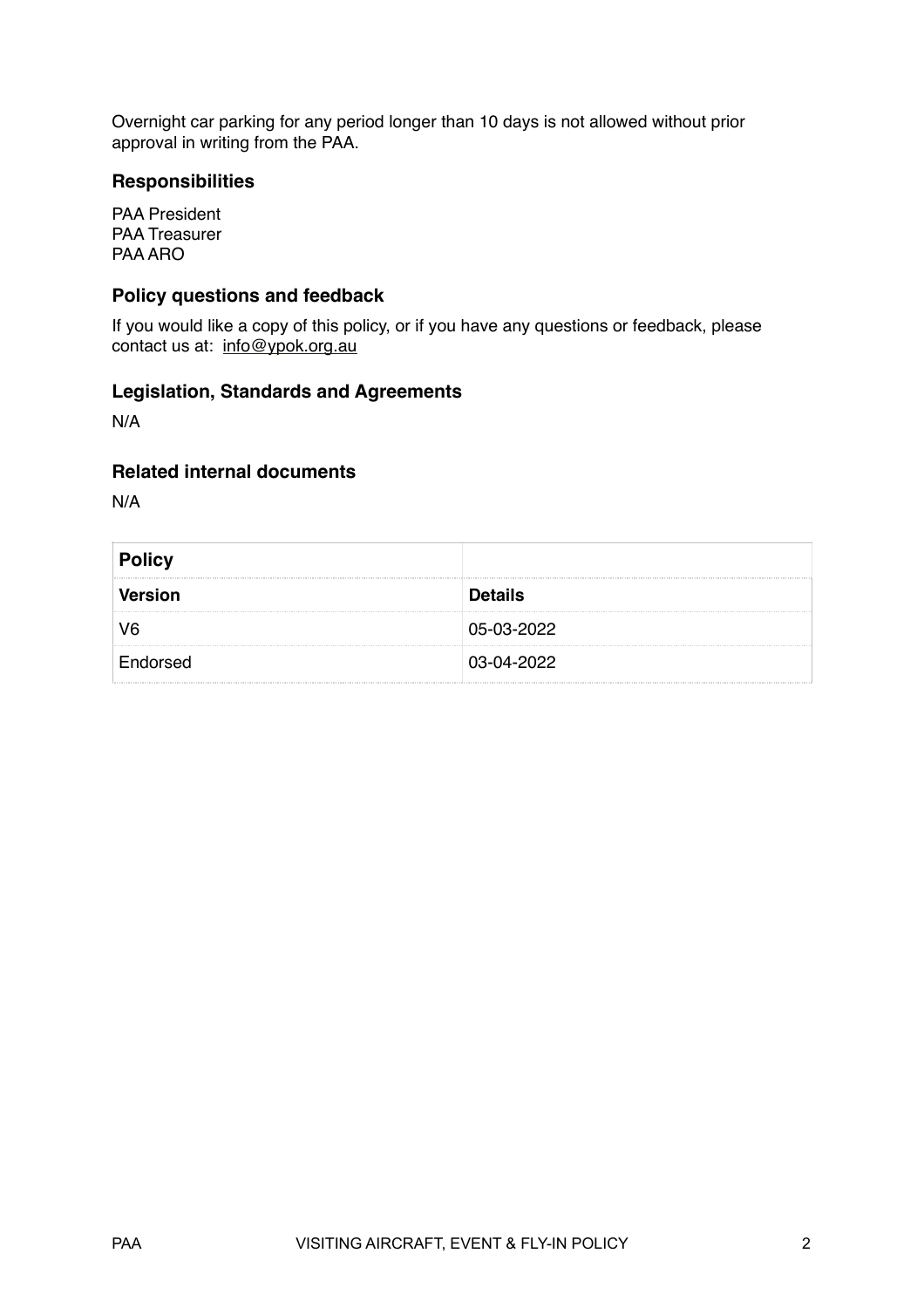Overnight car parking for any period longer than 10 days is not allowed without prior approval in writing from the PAA.

### Responsibilities

PAA President
PAA Treasurer
PAA ARO

### Policy questions and feedback

If you would like a copy of this policy, or if you have any questions or feedback, please contact us at: info@ypok.org.au

### Legislation, Standards and Agreements

N/A

### Related internal documents

N/A

| **Policy** | |
|---|---|
| **Version** | **Details** |
| V6 | 05-03-2022 |
| Endorsed | 03-04-2022 |